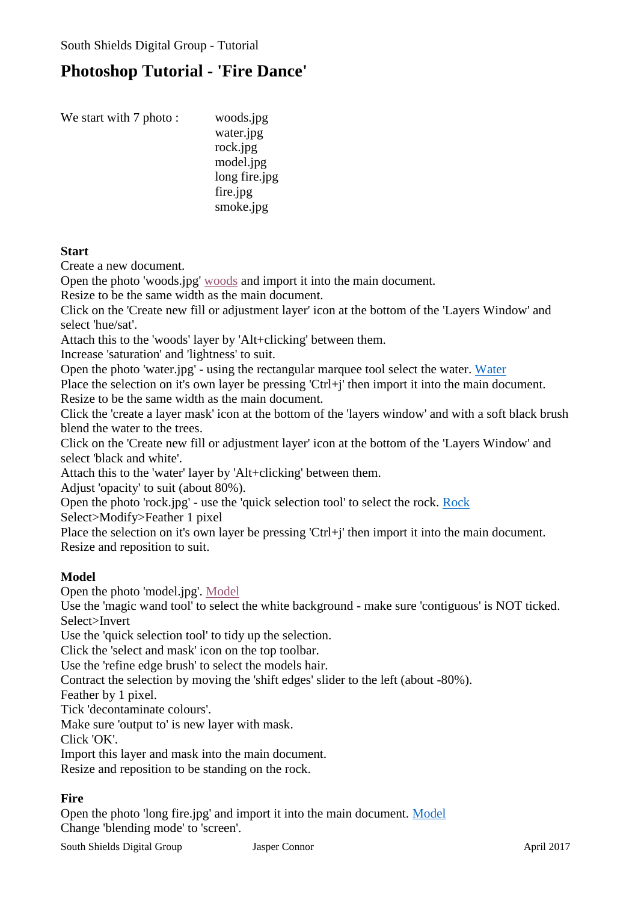South Shields Digital Group - Tutorial

# Photoshop Tutorial - 'Fire Dance'

We start with 7 photo :

- woods.jpg
- water.jpg
- rock.jpg
- model.jpg
- long fire.jpg
- fire.jpg
- smoke.jpg

**Start**

Create a new document.
Open the photo 'woods.jpg' woods and import it into the main document.
Resize to be the same width as the main document.
Click on the 'Create new fill or adjustment layer' icon at the bottom of the 'Layers Window' and select 'hue/sat'.
Attach this to the 'woods' layer by 'Alt+clicking' between them.
Increase 'saturation' and 'lightness' to suit.
Open the photo 'water.jpg' - using the rectangular marquee tool select the water. Water
Place the selection on it's own layer be pressing 'Ctrl+j' then import it into the main document.
Resize to be the same width as the main document.
Click the 'create a layer mask' icon at the bottom of the 'layers window' and with a soft black brush blend the water to the trees.
Click on the 'Create new fill or adjustment layer' icon at the bottom of the 'Layers Window' and select 'black and white'.
Attach this to the 'water' layer by 'Alt+clicking' between them.
Adjust 'opacity' to suit (about 80%).
Open the photo 'rock.jpg' - use the 'quick selection tool' to select the rock. Rock
Select>Modify>Feather 1 pixel
Place the selection on it's own layer be pressing 'Ctrl+j' then import it into the main document.
Resize and reposition to suit.

**Model**

Open the photo 'model.jpg'. Model
Use the 'magic wand tool' to select the white background - make sure 'contiguous' is NOT ticked.
Select>Invert
Use the 'quick selection tool' to tidy up the selection.
Click the 'select and mask' icon on the top toolbar.
Use the 'refine edge brush' to select the models hair.
Contract the selection by moving the 'shift edges' slider to the left (about -80%).
Feather by 1 pixel.
Tick 'decontaminate colours'.
Make sure 'output to' is new layer with mask.
Click 'OK'.
Import this layer and mask into the main document.
Resize and reposition to be standing on the rock.

**Fire**

Open the photo 'long fire.jpg' and import it into the main document. Model
Change 'blending mode' to 'screen'.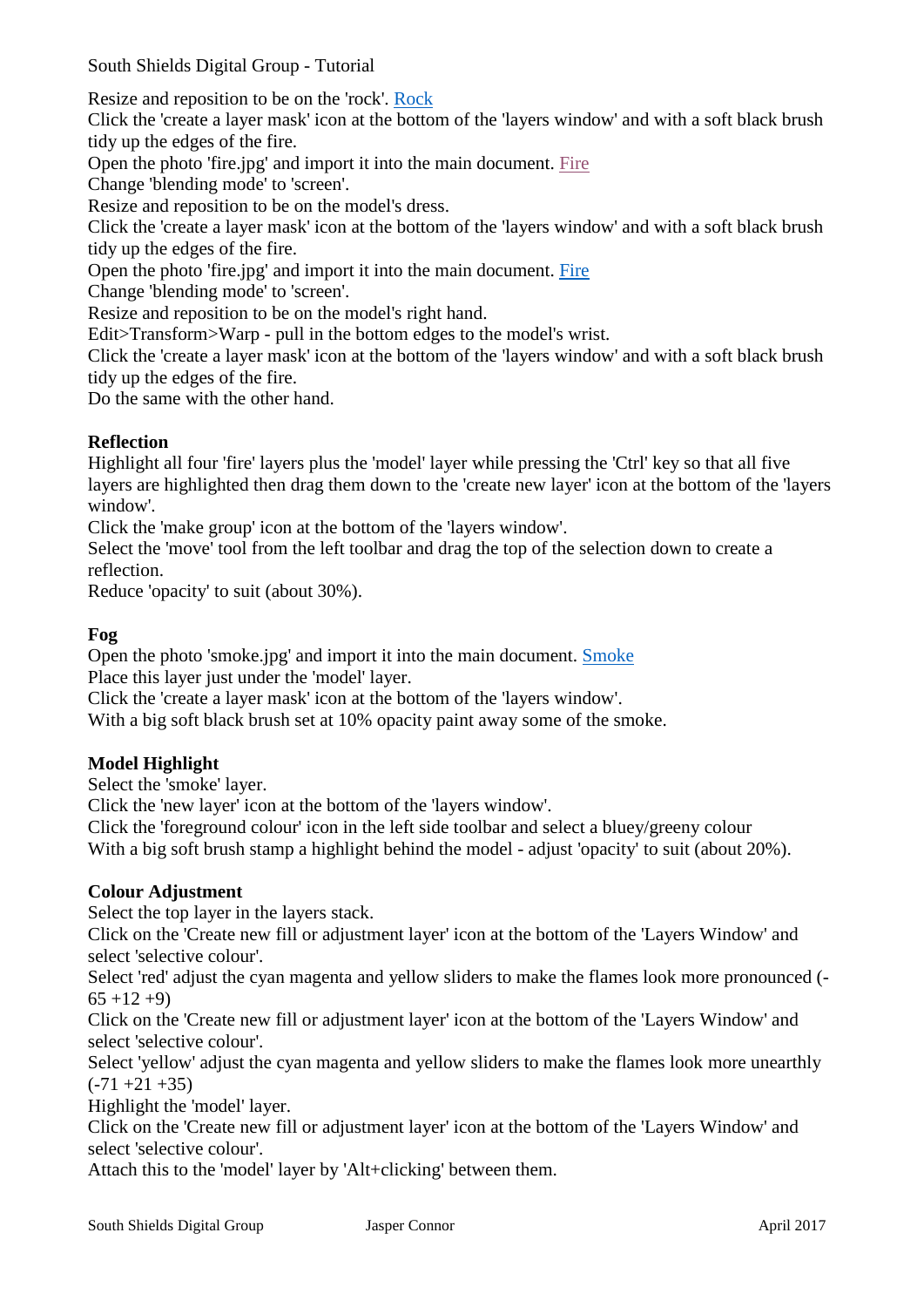Resize and reposition to be on the 'rock'. Rock
Click the 'create a layer mask' icon at the bottom of the 'layers window' and with a soft black brush tidy up the edges of the fire.
Open the photo 'fire.jpg' and import it into the main document. Fire
Change 'blending mode' to 'screen'.
Resize and reposition to be on the model's dress.
Click the 'create a layer mask' icon at the bottom of the 'layers window' and with a soft black brush tidy up the edges of the fire.
Open the photo 'fire.jpg' and import it into the main document. Fire
Change 'blending mode' to 'screen'.
Resize and reposition to be on the model's right hand.
Edit>Transform>Warp - pull in the bottom edges to the model's wrist.
Click the 'create a layer mask' icon at the bottom of the 'layers window' and with a soft black brush tidy up the edges of the fire.
Do the same with the other hand.

**Reflection**
Highlight all four 'fire' layers plus the 'model' layer while pressing the 'Ctrl' key so that all five layers are highlighted then drag them down to the 'create new layer' icon at the bottom of the 'layers window'.
Click the 'make group' icon at the bottom of the 'layers window'.
Select the 'move' tool from the left toolbar and drag the top of the selection down to create a reflection.
Reduce 'opacity' to suit (about 30%).

**Fog**
Open the photo 'smoke.jpg' and import it into the main document. Smoke
Place this layer just under the 'model' layer.
Click the 'create a layer mask' icon at the bottom of the 'layers window'.
With a big soft black brush set at 10% opacity paint away some of the smoke.

**Model Highlight**
Select the 'smoke' layer.
Click the 'new layer' icon at the bottom of the 'layers window'.
Click the 'foreground colour' icon in the left side toolbar and select a bluey/greeny colour
With a big soft brush stamp a highlight behind the model - adjust 'opacity' to suit (about 20%).

**Colour Adjustment**
Select the top layer in the layers stack.
Click on the 'Create new fill or adjustment layer' icon at the bottom of the 'Layers Window' and select 'selective colour'.
Select 'red' adjust the cyan magenta and yellow sliders to make the flames look more pronounced (-65 +12 +9)
Click on the 'Create new fill or adjustment layer' icon at the bottom of the 'Layers Window' and select 'selective colour'.
Select 'yellow' adjust the cyan magenta and yellow sliders to make the flames look more unearthly (-71 +21 +35)
Highlight the 'model' layer.
Click on the 'Create new fill or adjustment layer' icon at the bottom of the 'Layers Window' and select 'selective colour'.
Attach this to the 'model' layer by 'Alt+clicking' between them.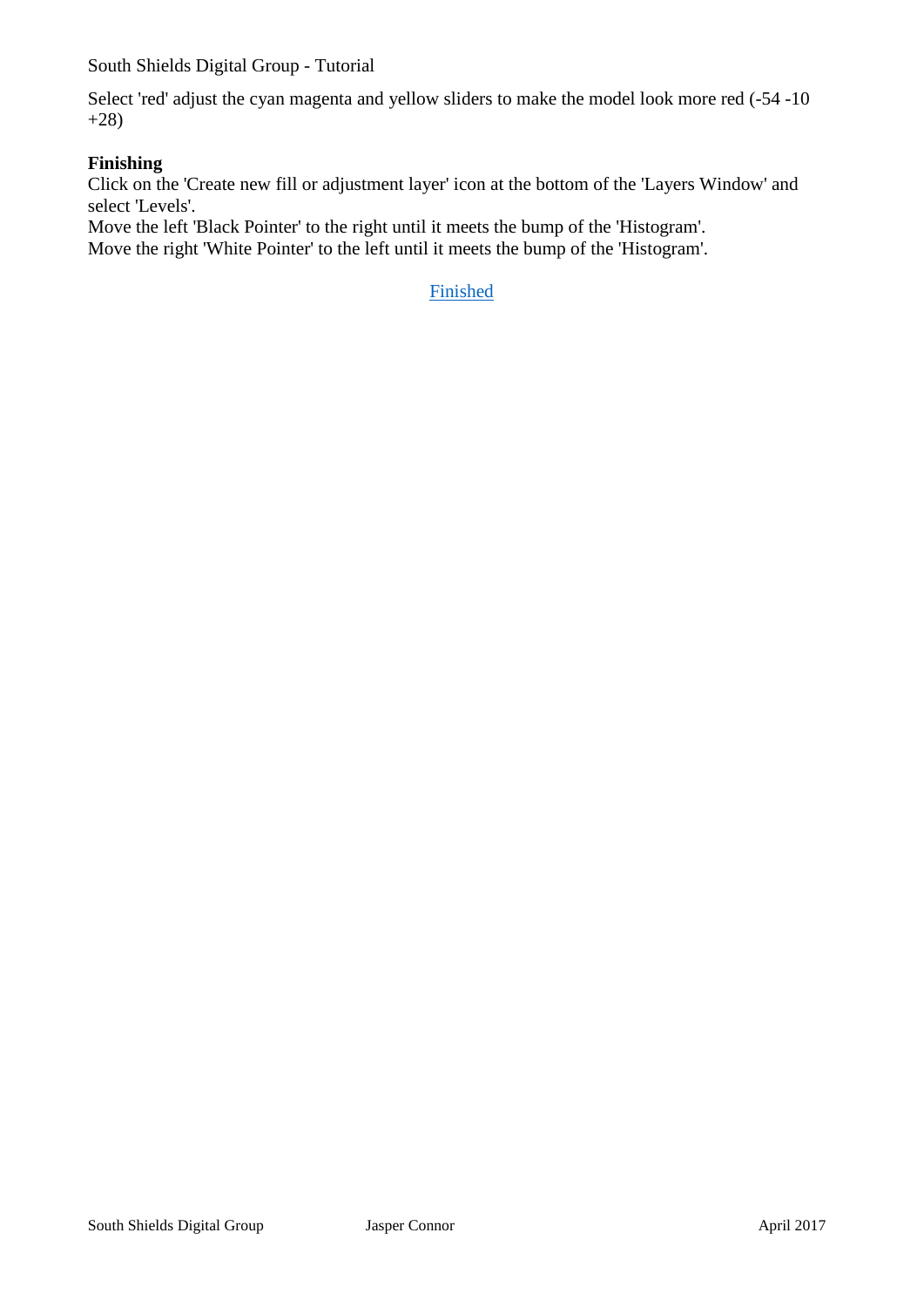Select 'red' adjust the cyan magenta and yellow sliders to make the model look more red (-54 -10 +28)

**Finishing**

Click on the 'Create new fill or adjustment layer' icon at the bottom of the 'Layers Window' and select 'Levels'.
Move the left 'Black Pointer' to the right until it meets the bump of the 'Histogram'.
Move the right 'White Pointer' to the left until it meets the bump of the 'Histogram'.

Finished